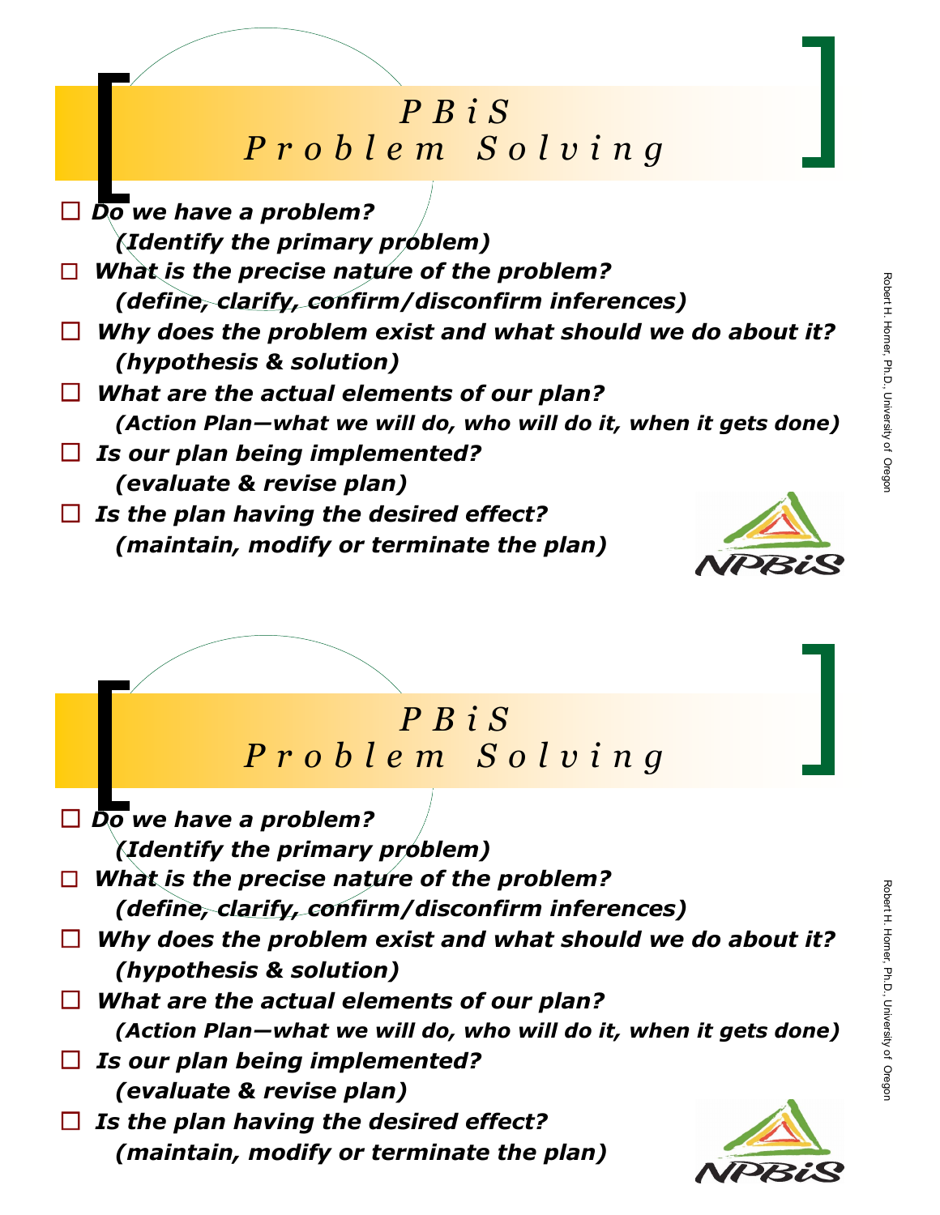# *PBiS Problem Solving*

- ☐ ***Do we have a problem?***
  ***(Identify the primary problem)***
- ☐ ***What is the precise nature of the problem?***
  ***(define, clarify, confirm/disconfirm inferences)***
- ☐ ***Why does the problem exist and what should we do about it?***
  ***(hypothesis & solution)***
- ☐ ***What are the actual elements of our plan?***
  ***(Action Plan—what we will do, who will do it, when it gets done)***
- ☐ ***Is our plan being implemented?***
  ***(evaluate & revise plan)***
- ☐ ***Is the plan having the desired effect?***
  ***(maintain, modify or terminate the plan)***

NPBiS

Robert H. Horner, Ph.D., University of Oregon

# *PBiS Problem Solving*

- ☐ ***Do we have a problem?***
  ***(Identify the primary problem)***
- ☐ ***What is the precise nature of the problem?***
  ***(define, clarify, confirm/disconfirm inferences)***
- ☐ ***Why does the problem exist and what should we do about it?***
  ***(hypothesis & solution)***
- ☐ ***What are the actual elements of our plan?***
  ***(Action Plan—what we will do, who will do it, when it gets done)***
- ☐ ***Is our plan being implemented?***
  ***(evaluate & revise plan)***
- ☐ ***Is the plan having the desired effect?***
  ***(maintain, modify or terminate the plan)***

NPBiS

Robert H. Horner, Ph.D., University of Oregon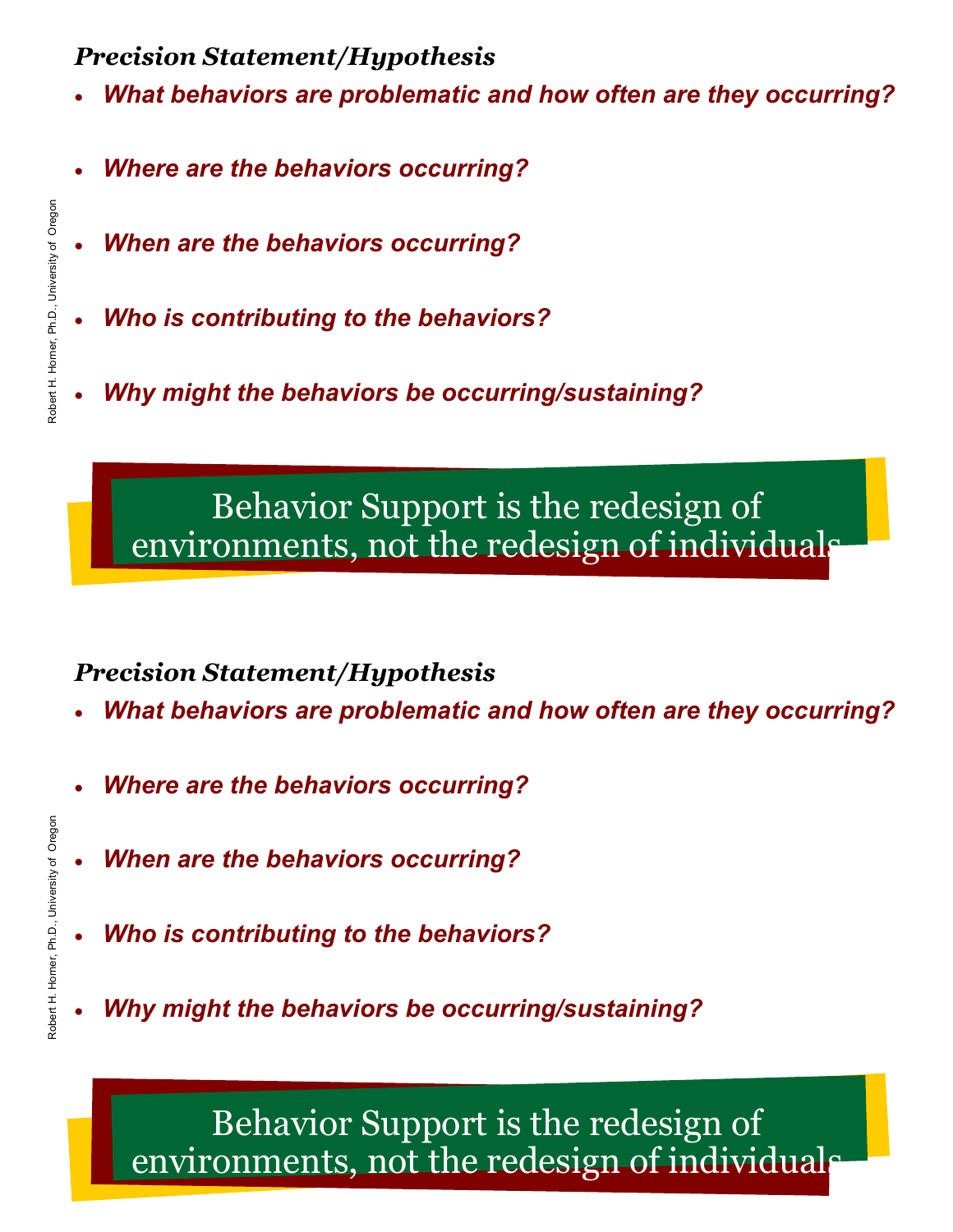## *Precision Statement/Hypothesis*

- ***What behaviors are problematic and how often are they occurring?***
- ***Where are the behaviors occurring?***
- ***When are the behaviors occurring?***
- ***Who is contributing to the behaviors?***
- ***Why might the behaviors be occurring/sustaining?***

Behavior Support is the redesign of environments, not the redesign of individuals

Robert H. Horner, Ph.D., University of Oregon

## *Precision Statement/Hypothesis*

- ***What behaviors are problematic and how often are they occurring?***
- ***Where are the behaviors occurring?***
- ***When are the behaviors occurring?***
- ***Who is contributing to the behaviors?***
- ***Why might the behaviors be occurring/sustaining?***

Behavior Support is the redesign of environments, not the redesign of individuals

Robert H. Horner, Ph.D., University of Oregon